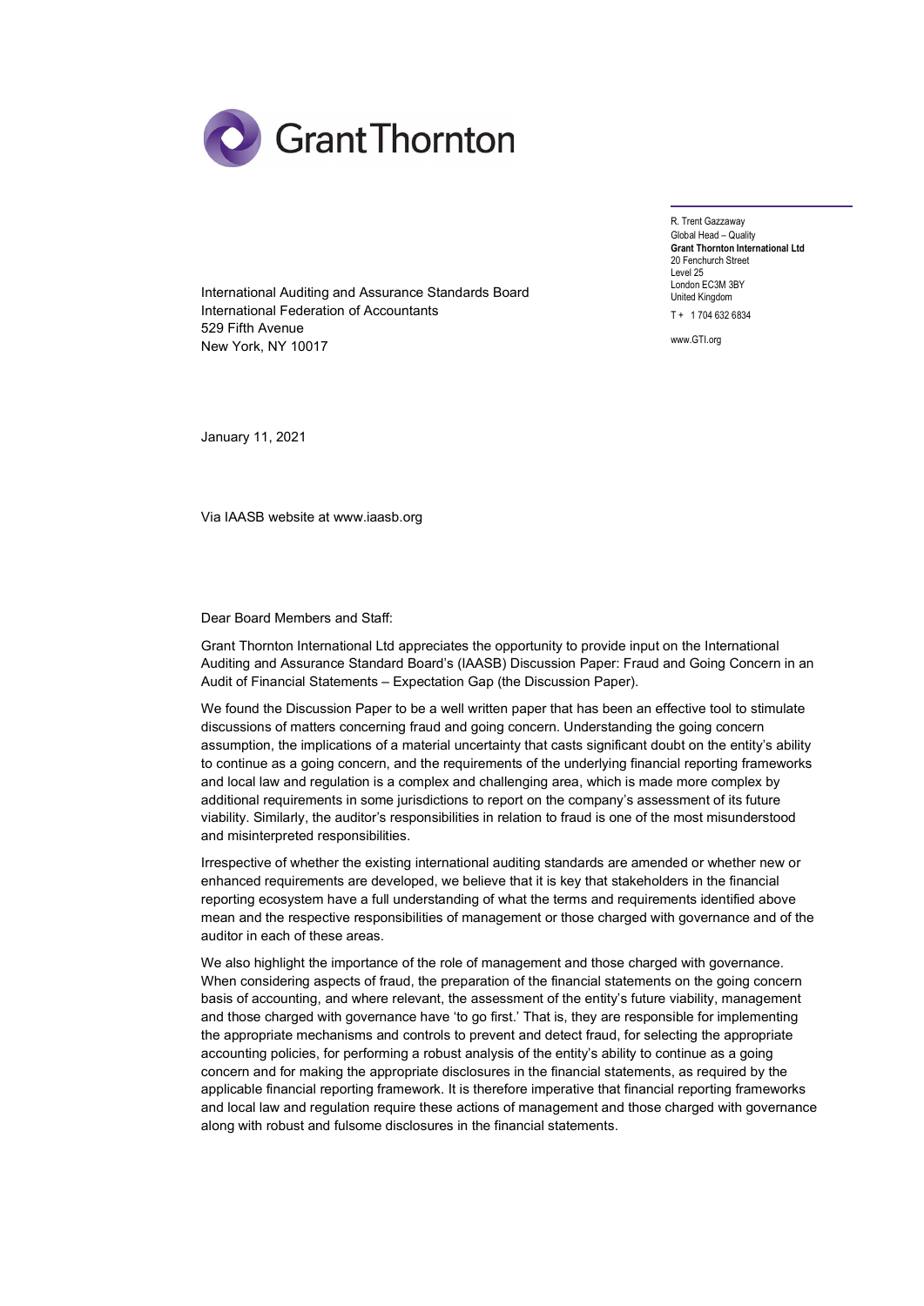Grant Thornton

R. Trent Gazzaway
Global Head – Quality
**Grant Thornton International Ltd**
20 Fenchurch Street
Level 25
London EC3M 3BY
United Kingdom

T + 1 704 632 6834

www.GTI.org

International Auditing and Assurance Standards Board
International Federation of Accountants
529 Fifth Avenue
New York, NY 10017

January 11, 2021

Via IAASB website at www.iaasb.org

Dear Board Members and Staff:

Grant Thornton International Ltd appreciates the opportunity to provide input on the International Auditing and Assurance Standard Board's (IAASB) Discussion Paper: Fraud and Going Concern in an Audit of Financial Statements – Expectation Gap (the Discussion Paper).

We found the Discussion Paper to be a well written paper that has been an effective tool to stimulate discussions of matters concerning fraud and going concern. Understanding the going concern assumption, the implications of a material uncertainty that casts significant doubt on the entity's ability to continue as a going concern, and the requirements of the underlying financial reporting frameworks and local law and regulation is a complex and challenging area, which is made more complex by additional requirements in some jurisdictions to report on the company's assessment of its future viability. Similarly, the auditor's responsibilities in relation to fraud is one of the most misunderstood and misinterpreted responsibilities.

Irrespective of whether the existing international auditing standards are amended or whether new or enhanced requirements are developed, we believe that it is key that stakeholders in the financial reporting ecosystem have a full understanding of what the terms and requirements identified above mean and the respective responsibilities of management or those charged with governance and of the auditor in each of these areas.

We also highlight the importance of the role of management and those charged with governance. When considering aspects of fraud, the preparation of the financial statements on the going concern basis of accounting, and where relevant, the assessment of the entity's future viability, management and those charged with governance have 'to go first.' That is, they are responsible for implementing the appropriate mechanisms and controls to prevent and detect fraud, for selecting the appropriate accounting policies, for performing a robust analysis of the entity's ability to continue as a going concern and for making the appropriate disclosures in the financial statements, as required by the applicable financial reporting framework. It is therefore imperative that financial reporting frameworks and local law and regulation require these actions of management and those charged with governance along with robust and fulsome disclosures in the financial statements.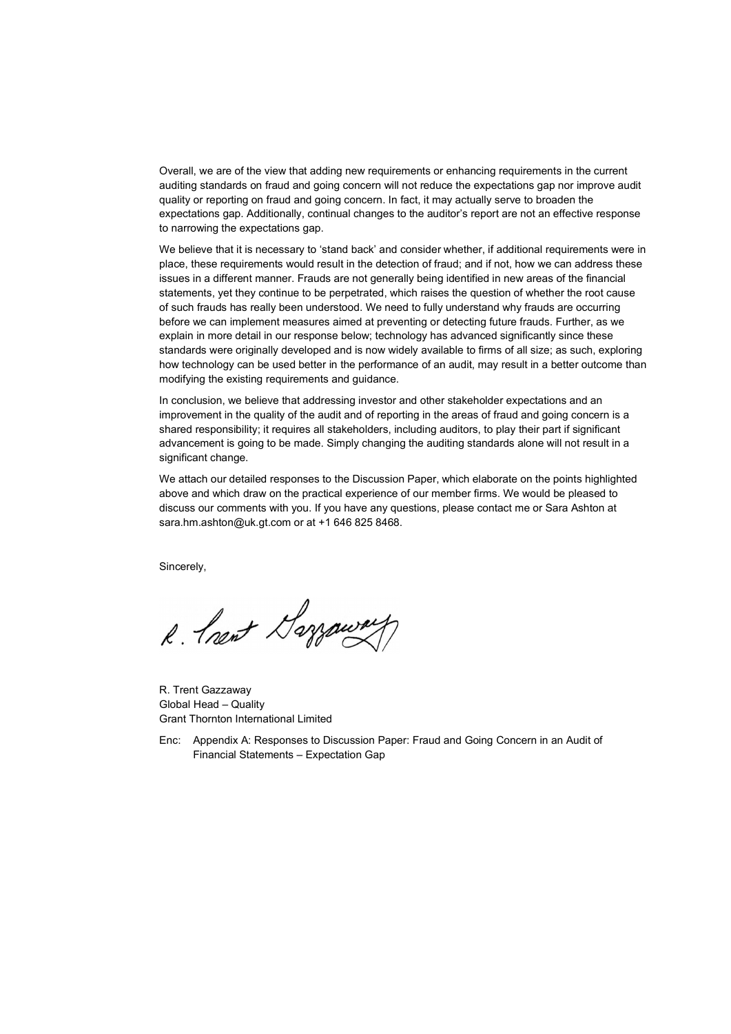Overall, we are of the view that adding new requirements or enhancing requirements in the current auditing standards on fraud and going concern will not reduce the expectations gap nor improve audit quality or reporting on fraud and going concern. In fact, it may actually serve to broaden the expectations gap. Additionally, continual changes to the auditor's report are not an effective response to narrowing the expectations gap.

We believe that it is necessary to 'stand back' and consider whether, if additional requirements were in place, these requirements would result in the detection of fraud; and if not, how we can address these issues in a different manner. Frauds are not generally being identified in new areas of the financial statements, yet they continue to be perpetrated, which raises the question of whether the root cause of such frauds has really been understood. We need to fully understand why frauds are occurring before we can implement measures aimed at preventing or detecting future frauds. Further, as we explain in more detail in our response below; technology has advanced significantly since these standards were originally developed and is now widely available to firms of all size; as such, exploring how technology can be used better in the performance of an audit, may result in a better outcome than modifying the existing requirements and guidance.

In conclusion, we believe that addressing investor and other stakeholder expectations and an improvement in the quality of the audit and of reporting in the areas of fraud and going concern is a shared responsibility; it requires all stakeholders, including auditors, to play their part if significant advancement is going to be made. Simply changing the auditing standards alone will not result in a significant change.

We attach our detailed responses to the Discussion Paper, which elaborate on the points highlighted above and which draw on the practical experience of our member firms. We would be pleased to discuss our comments with you. If you have any questions, please contact me or Sara Ashton at sara.hm.ashton@uk.gt.com or at +1 646 825 8468.

Sincerely,

R. Trent Gazzaway

R. Trent Gazzaway
Global Head – Quality
Grant Thornton International Limited

Enc: Appendix A: Responses to Discussion Paper: Fraud and Going Concern in an Audit of Financial Statements – Expectation Gap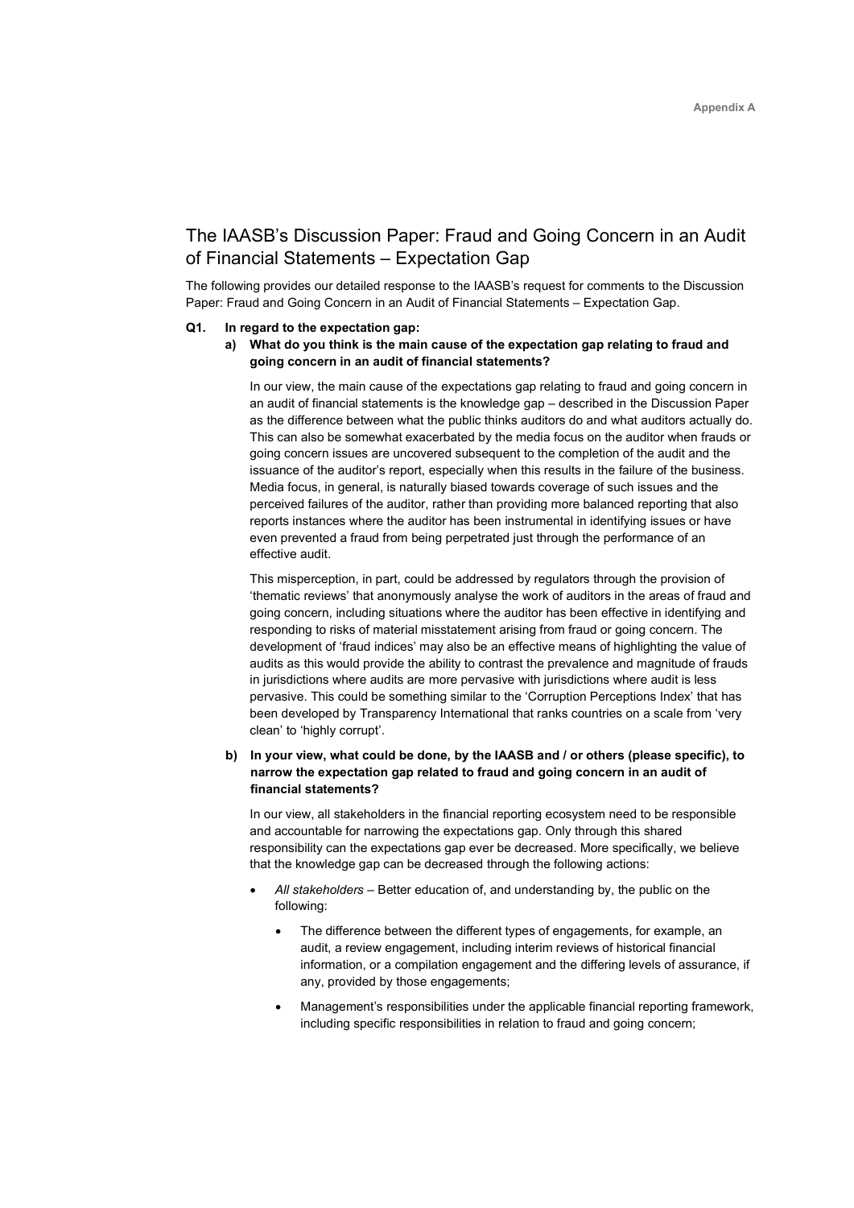# The IAASB's Discussion Paper: Fraud and Going Concern in an Audit of Financial Statements – Expectation Gap

The following provides our detailed response to the IAASB's request for comments to the Discussion Paper: Fraud and Going Concern in an Audit of Financial Statements – Expectation Gap.

**Q1. In regard to the expectation gap:**

**a) What do you think is the main cause of the expectation gap relating to fraud and going concern in an audit of financial statements?**

In our view, the main cause of the expectations gap relating to fraud and going concern in an audit of financial statements is the knowledge gap – described in the Discussion Paper as the difference between what the public thinks auditors do and what auditors actually do. This can also be somewhat exacerbated by the media focus on the auditor when frauds or going concern issues are uncovered subsequent to the completion of the audit and the issuance of the auditor's report, especially when this results in the failure of the business. Media focus, in general, is naturally biased towards coverage of such issues and the perceived failures of the auditor, rather than providing more balanced reporting that also reports instances where the auditor has been instrumental in identifying issues or have even prevented a fraud from being perpetrated just through the performance of an effective audit.

This misperception, in part, could be addressed by regulators through the provision of 'thematic reviews' that anonymously analyse the work of auditors in the areas of fraud and going concern, including situations where the auditor has been effective in identifying and responding to risks of material misstatement arising from fraud or going concern. The development of 'fraud indices' may also be an effective means of highlighting the value of audits as this would provide the ability to contrast the prevalence and magnitude of frauds in jurisdictions where audits are more pervasive with jurisdictions where audit is less pervasive. This could be something similar to the 'Corruption Perceptions Index' that has been developed by Transparency International that ranks countries on a scale from 'very clean' to 'highly corrupt'.

**b) In your view, what could be done, by the IAASB and / or others (please specific), to narrow the expectation gap related to fraud and going concern in an audit of financial statements?**

In our view, all stakeholders in the financial reporting ecosystem need to be responsible and accountable for narrowing the expectations gap. Only through this shared responsibility can the expectations gap ever be decreased. More specifically, we believe that the knowledge gap can be decreased through the following actions:

- *All stakeholders* – Better education of, and understanding by, the public on the following:
  - The difference between the different types of engagements, for example, an audit, a review engagement, including interim reviews of historical financial information, or a compilation engagement and the differing levels of assurance, if any, provided by those engagements;
  - Management's responsibilities under the applicable financial reporting framework, including specific responsibilities in relation to fraud and going concern;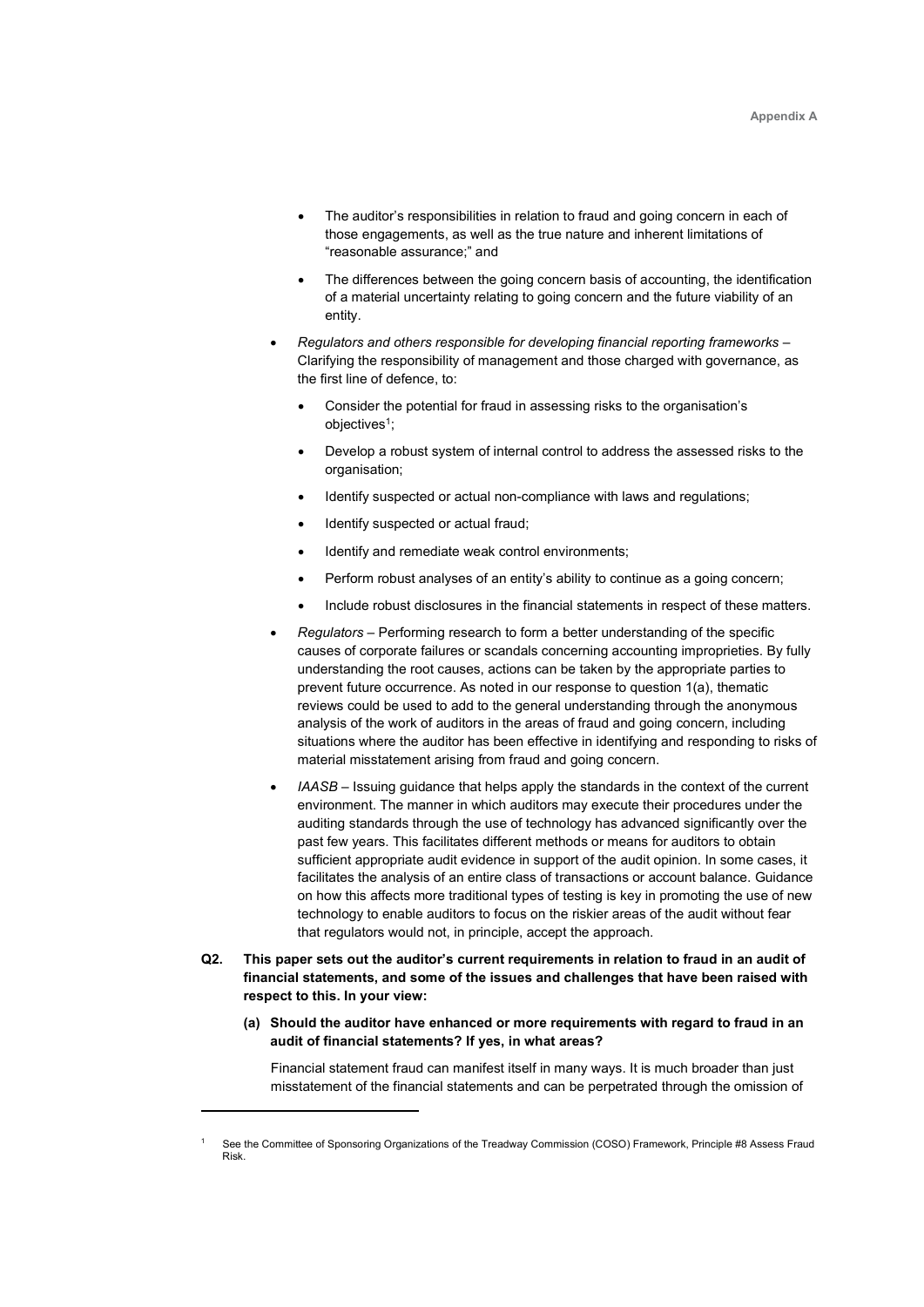- The auditor's responsibilities in relation to fraud and going concern in each of those engagements, as well as the true nature and inherent limitations of "reasonable assurance;" and
- The differences between the going concern basis of accounting, the identification of a material uncertainty relating to going concern and the future viability of an entity.

- *Regulators and others responsible for developing financial reporting frameworks* – Clarifying the responsibility of management and those charged with governance, as the first line of defence, to:
  - Consider the potential for fraud in assessing risks to the organisation's objectives[1];
  - Develop a robust system of internal control to address the assessed risks to the organisation;
  - Identify suspected or actual non-compliance with laws and regulations;
  - Identify suspected or actual fraud;
  - Identify and remediate weak control environments;
  - Perform robust analyses of an entity's ability to continue as a going concern;
  - Include robust disclosures in the financial statements in respect of these matters.
- *Regulators* – Performing research to form a better understanding of the specific causes of corporate failures or scandals concerning accounting improprieties. By fully understanding the root causes, actions can be taken by the appropriate parties to prevent future occurrence. As noted in our response to question 1(a), thematic reviews could be used to add to the general understanding through the anonymous analysis of the work of auditors in the areas of fraud and going concern, including situations where the auditor has been effective in identifying and responding to risks of material misstatement arising from fraud and going concern.
- *IAASB* – Issuing guidance that helps apply the standards in the context of the current environment. The manner in which auditors may execute their procedures under the auditing standards through the use of technology has advanced significantly over the past few years. This facilitates different methods or means for auditors to obtain sufficient appropriate audit evidence in support of the audit opinion. In some cases, it facilitates the analysis of an entire class of transactions or account balance. Guidance on how this affects more traditional types of testing is key in promoting the use of new technology to enable auditors to focus on the riskier areas of the audit without fear that regulators would not, in principle, accept the approach.

**Q2. This paper sets out the auditor's current requirements in relation to fraud in an audit of financial statements, and some of the issues and challenges that have been raised with respect to this. In your view:**

**(a) Should the auditor have enhanced or more requirements with regard to fraud in an audit of financial statements? If yes, in what areas?**

Financial statement fraud can manifest itself in many ways. It is much broader than just misstatement of the financial statements and can be perpetrated through the omission of

[1] See the Committee of Sponsoring Organizations of the Treadway Commission (COSO) Framework, Principle #8 Assess Fraud Risk.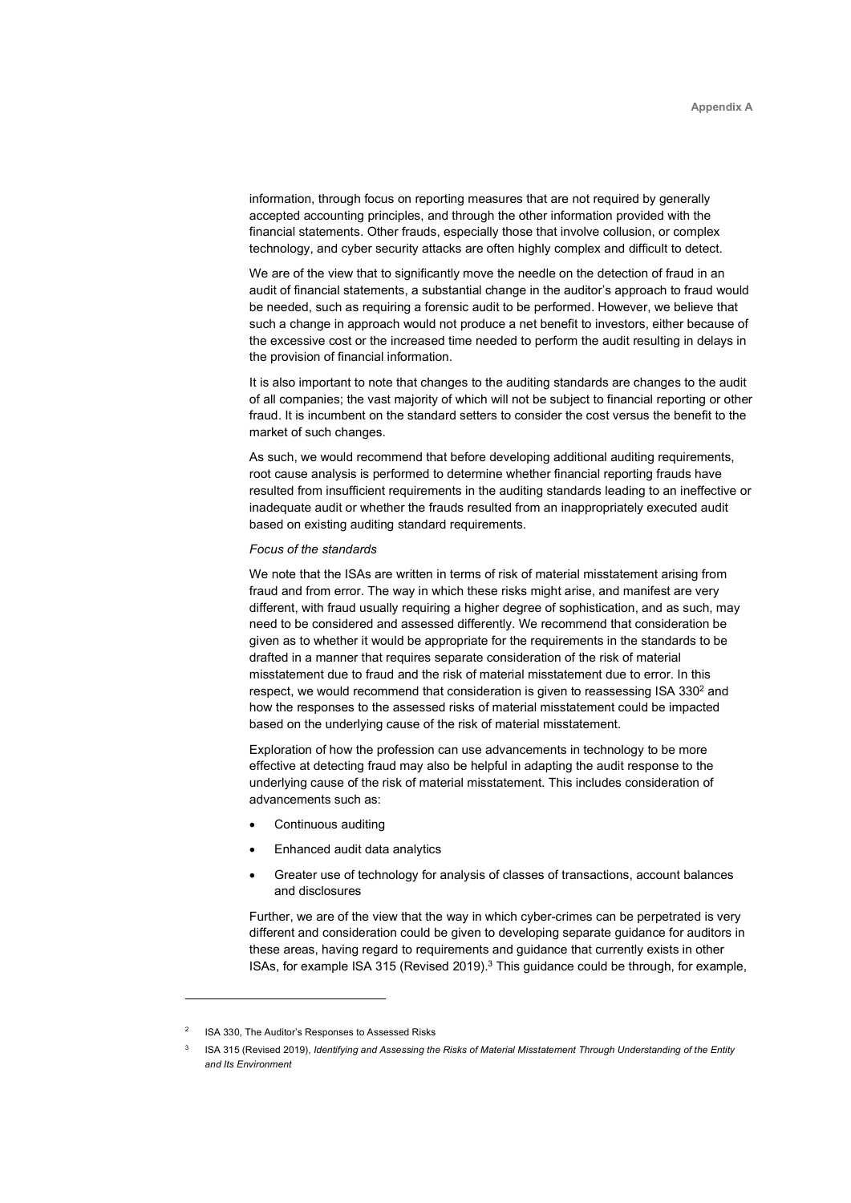information, through focus on reporting measures that are not required by generally accepted accounting principles, and through the other information provided with the financial statements. Other frauds, especially those that involve collusion, or complex technology, and cyber security attacks are often highly complex and difficult to detect.

We are of the view that to significantly move the needle on the detection of fraud in an audit of financial statements, a substantial change in the auditor's approach to fraud would be needed, such as requiring a forensic audit to be performed. However, we believe that such a change in approach would not produce a net benefit to investors, either because of the excessive cost or the increased time needed to perform the audit resulting in delays in the provision of financial information.

It is also important to note that changes to the auditing standards are changes to the audit of all companies; the vast majority of which will not be subject to financial reporting or other fraud. It is incumbent on the standard setters to consider the cost versus the benefit to the market of such changes.

As such, we would recommend that before developing additional auditing requirements, root cause analysis is performed to determine whether financial reporting frauds have resulted from insufficient requirements in the auditing standards leading to an ineffective or inadequate audit or whether the frauds resulted from an inappropriately executed audit based on existing auditing standard requirements.

*Focus of the standards*

We note that the ISAs are written in terms of risk of material misstatement arising from fraud and from error. The way in which these risks might arise, and manifest are very different, with fraud usually requiring a higher degree of sophistication, and as such, may need to be considered and assessed differently. We recommend that consideration be given as to whether it would be appropriate for the requirements in the standards to be drafted in a manner that requires separate consideration of the risk of material misstatement due to fraud and the risk of material misstatement due to error. In this respect, we would recommend that consideration is given to reassessing ISA 330[2] and how the responses to the assessed risks of material misstatement could be impacted based on the underlying cause of the risk of material misstatement.

Exploration of how the profession can use advancements in technology to be more effective at detecting fraud may also be helpful in adapting the audit response to the underlying cause of the risk of material misstatement. This includes consideration of advancements such as:

- Continuous auditing
- Enhanced audit data analytics
- Greater use of technology for analysis of classes of transactions, account balances and disclosures

Further, we are of the view that the way in which cyber-crimes can be perpetrated is very different and consideration could be given to developing separate guidance for auditors in these areas, having regard to requirements and guidance that currently exists in other ISAs, for example ISA 315 (Revised 2019).[3] This guidance could be through, for example,

[2] ISA 330, The Auditor's Responses to Assessed Risks

[3] ISA 315 (Revised 2019), *Identifying and Assessing the Risks of Material Misstatement Through Understanding of the Entity and Its Environment*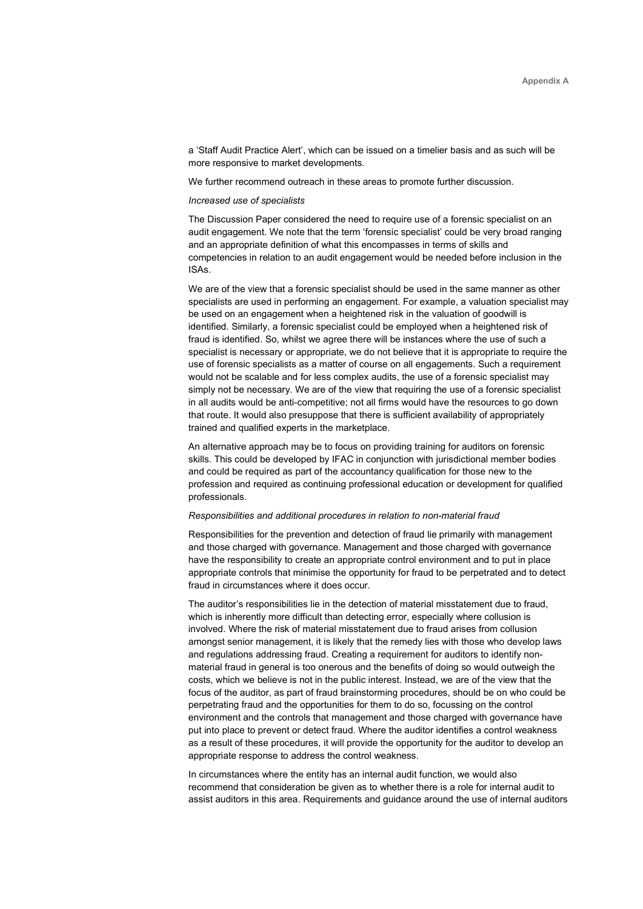a 'Staff Audit Practice Alert', which can be issued on a timelier basis and as such will be more responsive to market developments.

We further recommend outreach in these areas to promote further discussion.

*Increased use of specialists*

The Discussion Paper considered the need to require use of a forensic specialist on an audit engagement. We note that the term 'forensic specialist' could be very broad ranging and an appropriate definition of what this encompasses in terms of skills and competencies in relation to an audit engagement would be needed before inclusion in the ISAs.

We are of the view that a forensic specialist should be used in the same manner as other specialists are used in performing an engagement. For example, a valuation specialist may be used on an engagement when a heightened risk in the valuation of goodwill is identified. Similarly, a forensic specialist could be employed when a heightened risk of fraud is identified. So, whilst we agree there will be instances where the use of such a specialist is necessary or appropriate, we do not believe that it is appropriate to require the use of forensic specialists as a matter of course on all engagements. Such a requirement would not be scalable and for less complex audits, the use of a forensic specialist may simply not be necessary. We are of the view that requiring the use of a forensic specialist in all audits would be anti-competitive; not all firms would have the resources to go down that route. It would also presuppose that there is sufficient availability of appropriately trained and qualified experts in the marketplace.

An alternative approach may be to focus on providing training for auditors on forensic skills. This could be developed by IFAC in conjunction with jurisdictional member bodies and could be required as part of the accountancy qualification for those new to the profession and required as continuing professional education or development for qualified professionals.

*Responsibilities and additional procedures in relation to non-material fraud*

Responsibilities for the prevention and detection of fraud lie primarily with management and those charged with governance. Management and those charged with governance have the responsibility to create an appropriate control environment and to put in place appropriate controls that minimise the opportunity for fraud to be perpetrated and to detect fraud in circumstances where it does occur.

The auditor's responsibilities lie in the detection of material misstatement due to fraud, which is inherently more difficult than detecting error, especially where collusion is involved. Where the risk of material misstatement due to fraud arises from collusion amongst senior management, it is likely that the remedy lies with those who develop laws and regulations addressing fraud. Creating a requirement for auditors to identify non-material fraud in general is too onerous and the benefits of doing so would outweigh the costs, which we believe is not in the public interest. Instead, we are of the view that the focus of the auditor, as part of fraud brainstorming procedures, should be on who could be perpetrating fraud and the opportunities for them to do so, focussing on the control environment and the controls that management and those charged with governance have put into place to prevent or detect fraud. Where the auditor identifies a control weakness as a result of these procedures, it will provide the opportunity for the auditor to develop an appropriate response to address the control weakness.

In circumstances where the entity has an internal audit function, we would also recommend that consideration be given as to whether there is a role for internal audit to assist auditors in this area. Requirements and guidance around the use of internal auditors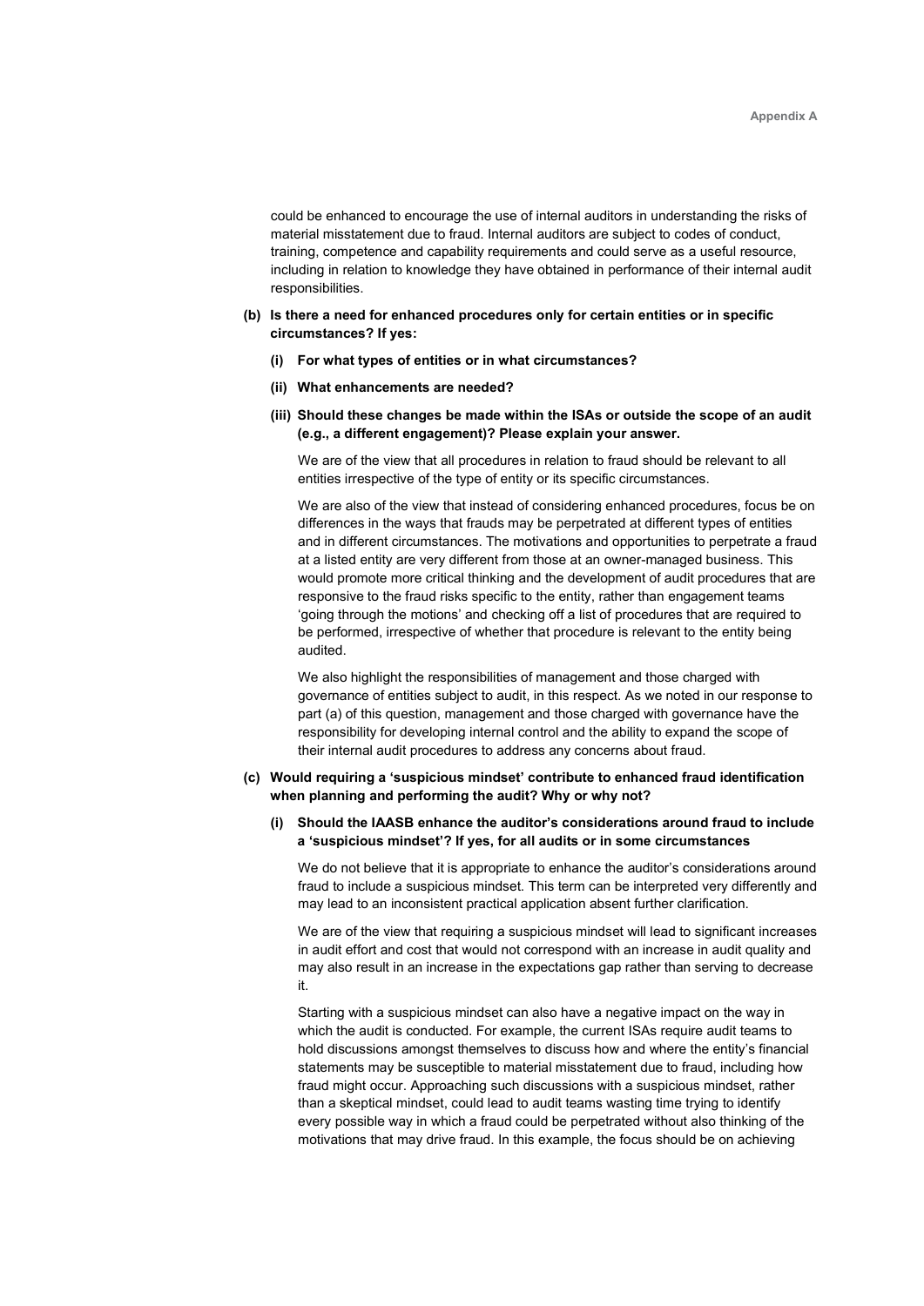could be enhanced to encourage the use of internal auditors in understanding the risks of material misstatement due to fraud. Internal auditors are subject to codes of conduct, training, competence and capability requirements and could serve as a useful resource, including in relation to knowledge they have obtained in performance of their internal audit responsibilities.

**(b) Is there a need for enhanced procedures only for certain entities or in specific circumstances? If yes:**

**(i) For what types of entities or in what circumstances?**

**(ii) What enhancements are needed?**

**(iii) Should these changes be made within the ISAs or outside the scope of an audit (e.g., a different engagement)? Please explain your answer.**

We are of the view that all procedures in relation to fraud should be relevant to all entities irrespective of the type of entity or its specific circumstances.

We are also of the view that instead of considering enhanced procedures, focus be on differences in the ways that frauds may be perpetrated at different types of entities and in different circumstances. The motivations and opportunities to perpetrate a fraud at a listed entity are very different from those at an owner-managed business. This would promote more critical thinking and the development of audit procedures that are responsive to the fraud risks specific to the entity, rather than engagement teams 'going through the motions' and checking off a list of procedures that are required to be performed, irrespective of whether that procedure is relevant to the entity being audited.

We also highlight the responsibilities of management and those charged with governance of entities subject to audit, in this respect. As we noted in our response to part (a) of this question, management and those charged with governance have the responsibility for developing internal control and the ability to expand the scope of their internal audit procedures to address any concerns about fraud.

**(c) Would requiring a 'suspicious mindset' contribute to enhanced fraud identification when planning and performing the audit? Why or why not?**

**(i) Should the IAASB enhance the auditor's considerations around fraud to include a 'suspicious mindset'? If yes, for all audits or in some circumstances**

We do not believe that it is appropriate to enhance the auditor's considerations around fraud to include a suspicious mindset. This term can be interpreted very differently and may lead to an inconsistent practical application absent further clarification.

We are of the view that requiring a suspicious mindset will lead to significant increases in audit effort and cost that would not correspond with an increase in audit quality and may also result in an increase in the expectations gap rather than serving to decrease it.

Starting with a suspicious mindset can also have a negative impact on the way in which the audit is conducted. For example, the current ISAs require audit teams to hold discussions amongst themselves to discuss how and where the entity's financial statements may be susceptible to material misstatement due to fraud, including how fraud might occur. Approaching such discussions with a suspicious mindset, rather than a skeptical mindset, could lead to audit teams wasting time trying to identify every possible way in which a fraud could be perpetrated without also thinking of the motivations that may drive fraud. In this example, the focus should be on achieving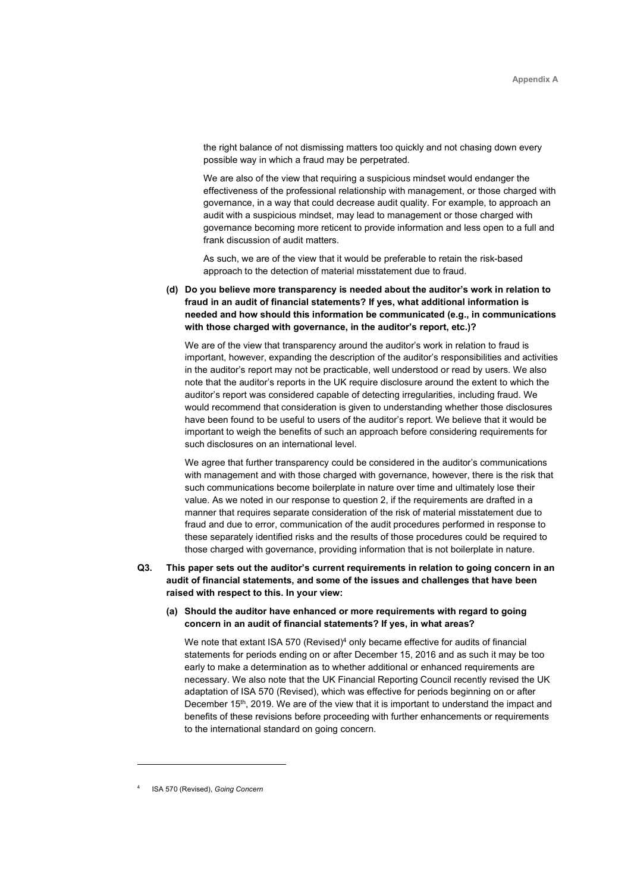the right balance of not dismissing matters too quickly and not chasing down every possible way in which a fraud may be perpetrated.

We are also of the view that requiring a suspicious mindset would endanger the effectiveness of the professional relationship with management, or those charged with governance, in a way that could decrease audit quality. For example, to approach an audit with a suspicious mindset, may lead to management or those charged with governance becoming more reticent to provide information and less open to a full and frank discussion of audit matters.

As such, we are of the view that it would be preferable to retain the risk-based approach to the detection of material misstatement due to fraud.

**(d) Do you believe more transparency is needed about the auditor's work in relation to fraud in an audit of financial statements? If yes, what additional information is needed and how should this information be communicated (e.g., in communications with those charged with governance, in the auditor's report, etc.)?**

We are of the view that transparency around the auditor's work in relation to fraud is important, however, expanding the description of the auditor's responsibilities and activities in the auditor's report may not be practicable, well understood or read by users. We also note that the auditor's reports in the UK require disclosure around the extent to which the auditor's report was considered capable of detecting irregularities, including fraud. We would recommend that consideration is given to understanding whether those disclosures have been found to be useful to users of the auditor's report. We believe that it would be important to weigh the benefits of such an approach before considering requirements for such disclosures on an international level.

We agree that further transparency could be considered in the auditor's communications with management and with those charged with governance, however, there is the risk that such communications become boilerplate in nature over time and ultimately lose their value. As we noted in our response to question 2, if the requirements are drafted in a manner that requires separate consideration of the risk of material misstatement due to fraud and due to error, communication of the audit procedures performed in response to these separately identified risks and the results of those procedures could be required to those charged with governance, providing information that is not boilerplate in nature.

**Q3. This paper sets out the auditor's current requirements in relation to going concern in an audit of financial statements, and some of the issues and challenges that have been raised with respect to this. In your view:**

**(a) Should the auditor have enhanced or more requirements with regard to going concern in an audit of financial statements? If yes, in what areas?**

We note that extant ISA 570 (Revised)[4] only became effective for audits of financial statements for periods ending on or after December 15, 2016 and as such it may be too early to make a determination as to whether additional or enhanced requirements are necessary. We also note that the UK Financial Reporting Council recently revised the UK adaptation of ISA 570 (Revised), which was effective for periods beginning on or after December 15th, 2019. We are of the view that it is important to understand the impact and benefits of these revisions before proceeding with further enhancements or requirements to the international standard on going concern.

[4] ISA 570 (Revised), *Going Concern*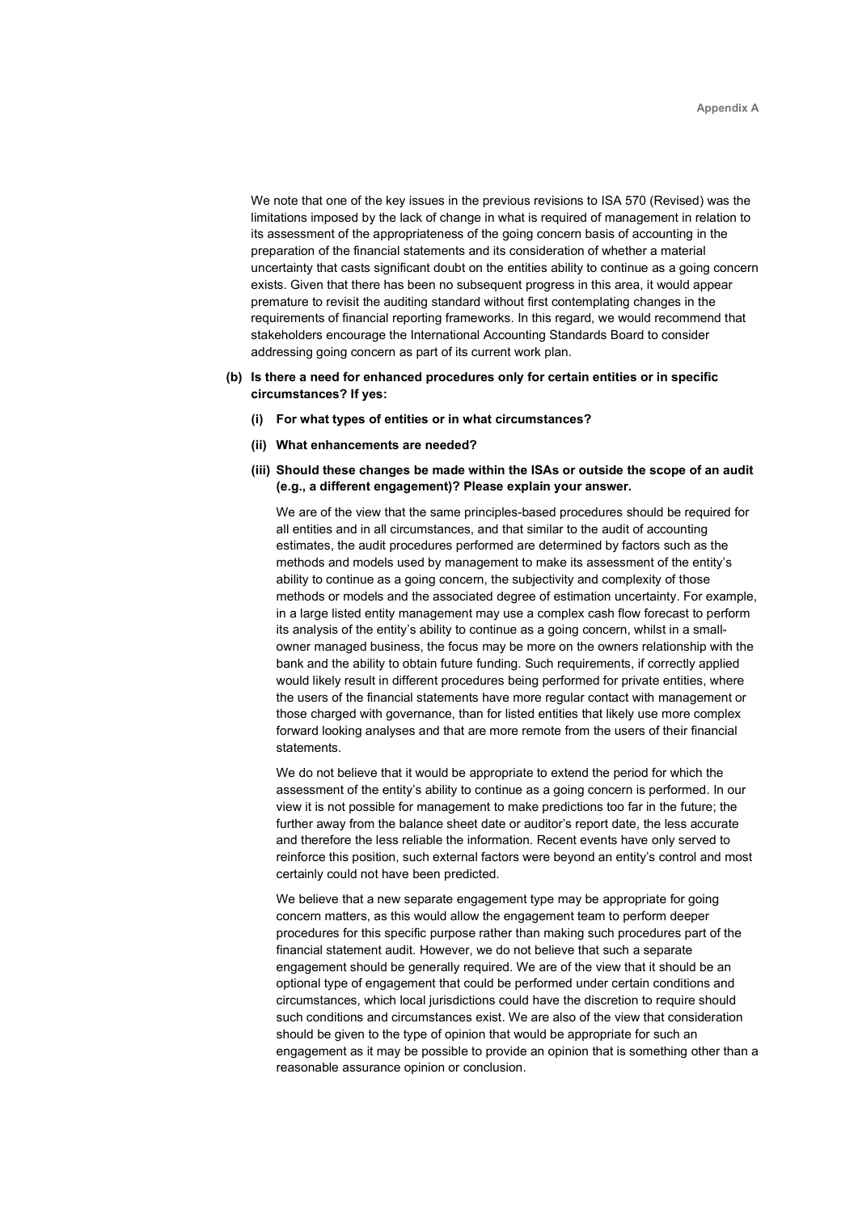We note that one of the key issues in the previous revisions to ISA 570 (Revised) was the limitations imposed by the lack of change in what is required of management in relation to its assessment of the appropriateness of the going concern basis of accounting in the preparation of the financial statements and its consideration of whether a material uncertainty that casts significant doubt on the entities ability to continue as a going concern exists. Given that there has been no subsequent progress in this area, it would appear premature to revisit the auditing standard without first contemplating changes in the requirements of financial reporting frameworks. In this regard, we would recommend that stakeholders encourage the International Accounting Standards Board to consider addressing going concern as part of its current work plan.

**(b) Is there a need for enhanced procedures only for certain entities or in specific circumstances? If yes:**

**(i) For what types of entities or in what circumstances?**

**(ii) What enhancements are needed?**

**(iii) Should these changes be made within the ISAs or outside the scope of an audit (e.g., a different engagement)? Please explain your answer.**

We are of the view that the same principles-based procedures should be required for all entities and in all circumstances, and that similar to the audit of accounting estimates, the audit procedures performed are determined by factors such as the methods and models used by management to make its assessment of the entity's ability to continue as a going concern, the subjectivity and complexity of those methods or models and the associated degree of estimation uncertainty. For example, in a large listed entity management may use a complex cash flow forecast to perform its analysis of the entity's ability to continue as a going concern, whilst in a small-owner managed business, the focus may be more on the owners relationship with the bank and the ability to obtain future funding. Such requirements, if correctly applied would likely result in different procedures being performed for private entities, where the users of the financial statements have more regular contact with management or those charged with governance, than for listed entities that likely use more complex forward looking analyses and that are more remote from the users of their financial statements.

We do not believe that it would be appropriate to extend the period for which the assessment of the entity's ability to continue as a going concern is performed. In our view it is not possible for management to make predictions too far in the future; the further away from the balance sheet date or auditor's report date, the less accurate and therefore the less reliable the information. Recent events have only served to reinforce this position, such external factors were beyond an entity's control and most certainly could not have been predicted.

We believe that a new separate engagement type may be appropriate for going concern matters, as this would allow the engagement team to perform deeper procedures for this specific purpose rather than making such procedures part of the financial statement audit. However, we do not believe that such a separate engagement should be generally required. We are of the view that it should be an optional type of engagement that could be performed under certain conditions and circumstances, which local jurisdictions could have the discretion to require should such conditions and circumstances exist. We are also of the view that consideration should be given to the type of opinion that would be appropriate for such an engagement as it may be possible to provide an opinion that is something other than a reasonable assurance opinion or conclusion.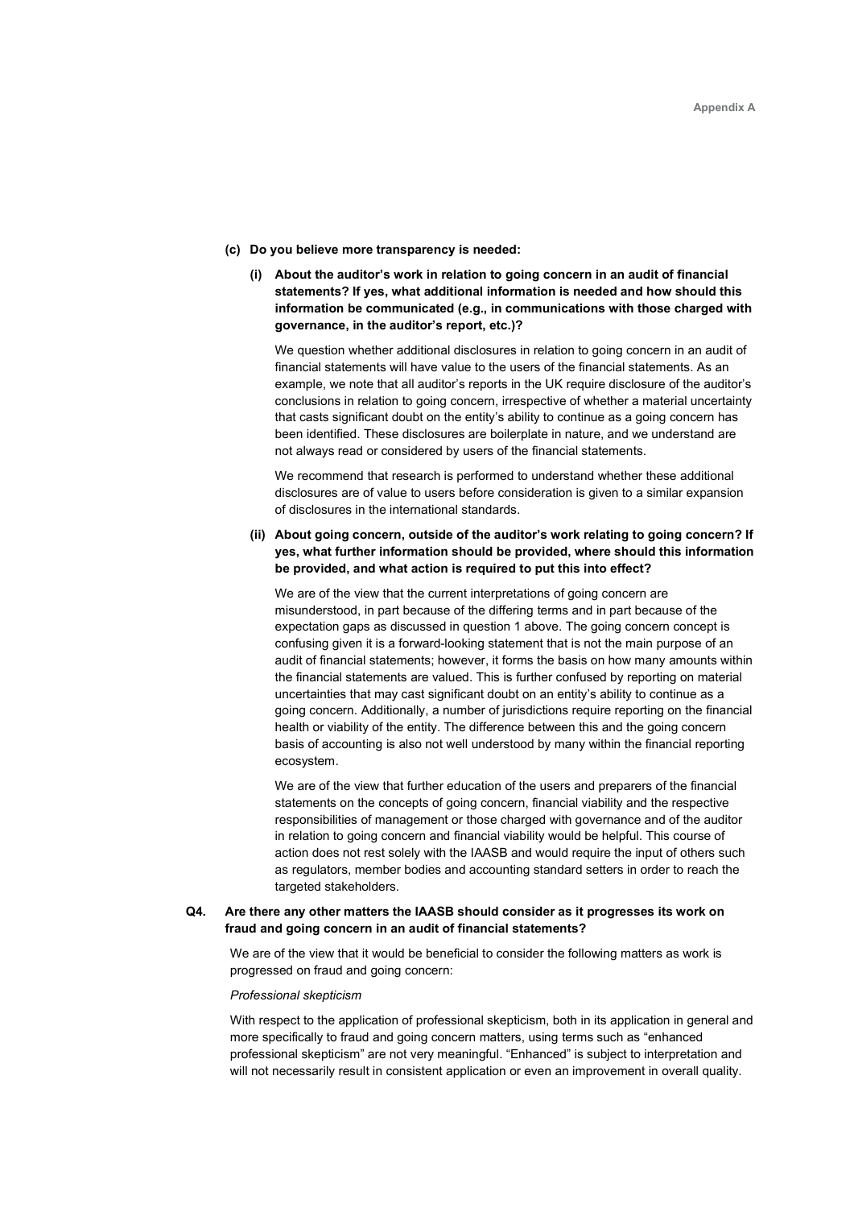**(c) Do you believe more transparency is needed:**

**(i) About the auditor's work in relation to going concern in an audit of financial statements? If yes, what additional information is needed and how should this information be communicated (e.g., in communications with those charged with governance, in the auditor's report, etc.)?**

We question whether additional disclosures in relation to going concern in an audit of financial statements will have value to the users of the financial statements. As an example, we note that all auditor's reports in the UK require disclosure of the auditor's conclusions in relation to going concern, irrespective of whether a material uncertainty that casts significant doubt on the entity's ability to continue as a going concern has been identified. These disclosures are boilerplate in nature, and we understand are not always read or considered by users of the financial statements.

We recommend that research is performed to understand whether these additional disclosures are of value to users before consideration is given to a similar expansion of disclosures in the international standards.

**(ii) About going concern, outside of the auditor's work relating to going concern? If yes, what further information should be provided, where should this information be provided, and what action is required to put this into effect?**

We are of the view that the current interpretations of going concern are misunderstood, in part because of the differing terms and in part because of the expectation gaps as discussed in question 1 above. The going concern concept is confusing given it is a forward-looking statement that is not the main purpose of an audit of financial statements; however, it forms the basis on how many amounts within the financial statements are valued. This is further confused by reporting on material uncertainties that may cast significant doubt on an entity's ability to continue as a going concern. Additionally, a number of jurisdictions require reporting on the financial health or viability of the entity. The difference between this and the going concern basis of accounting is also not well understood by many within the financial reporting ecosystem.

We are of the view that further education of the users and preparers of the financial statements on the concepts of going concern, financial viability and the respective responsibilities of management or those charged with governance and of the auditor in relation to going concern and financial viability would be helpful. This course of action does not rest solely with the IAASB and would require the input of others such as regulators, member bodies and accounting standard setters in order to reach the targeted stakeholders.

**Q4. Are there any other matters the IAASB should consider as it progresses its work on fraud and going concern in an audit of financial statements?**

We are of the view that it would be beneficial to consider the following matters as work is progressed on fraud and going concern:

*Professional skepticism*

With respect to the application of professional skepticism, both in its application in general and more specifically to fraud and going concern matters, using terms such as "enhanced professional skepticism" are not very meaningful. "Enhanced" is subject to interpretation and will not necessarily result in consistent application or even an improvement in overall quality.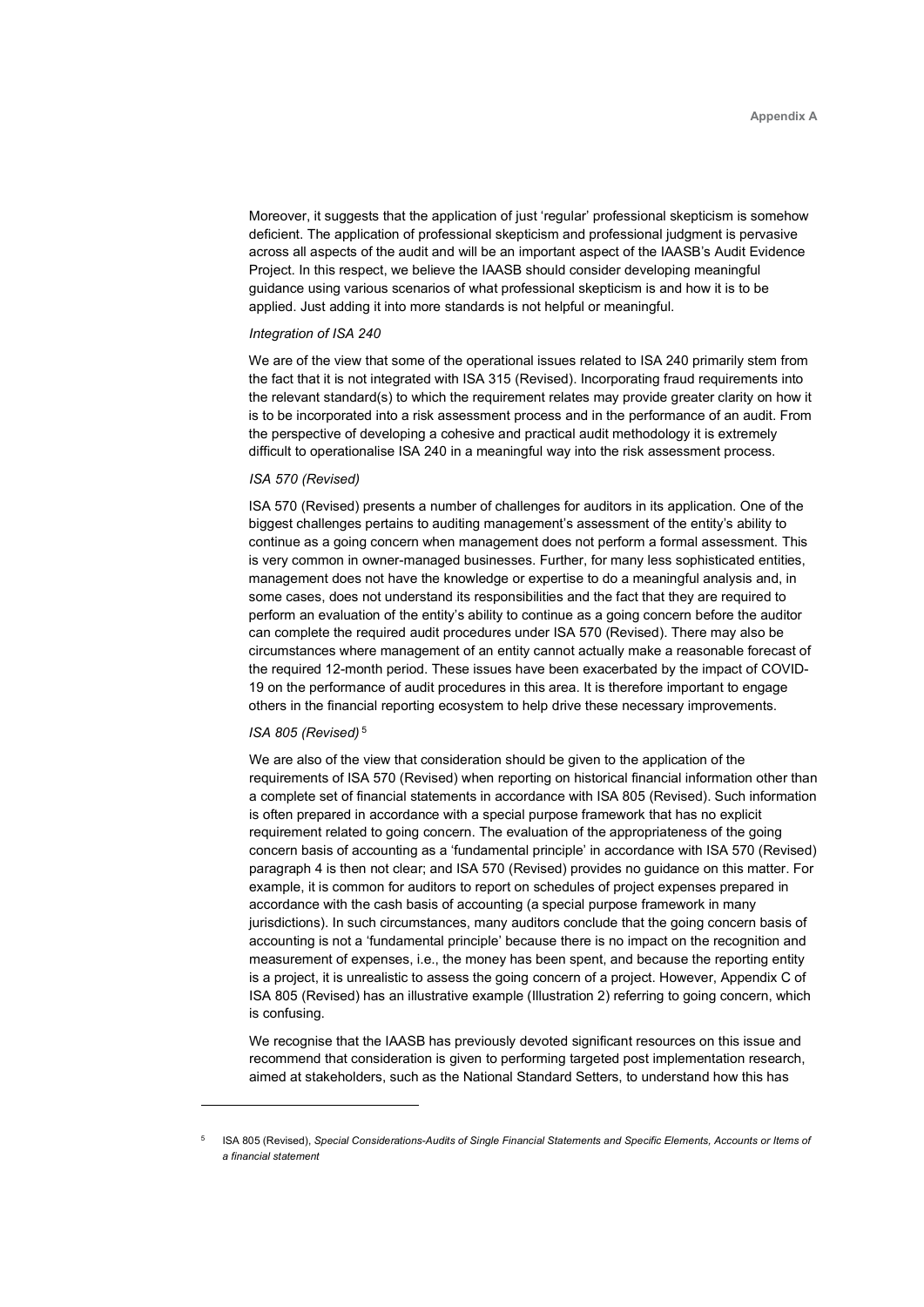Moreover, it suggests that the application of just 'regular' professional skepticism is somehow deficient. The application of professional skepticism and professional judgment is pervasive across all aspects of the audit and will be an important aspect of the IAASB's Audit Evidence Project. In this respect, we believe the IAASB should consider developing meaningful guidance using various scenarios of what professional skepticism is and how it is to be applied. Just adding it into more standards is not helpful or meaningful.

*Integration of ISA 240*

We are of the view that some of the operational issues related to ISA 240 primarily stem from the fact that it is not integrated with ISA 315 (Revised). Incorporating fraud requirements into the relevant standard(s) to which the requirement relates may provide greater clarity on how it is to be incorporated into a risk assessment process and in the performance of an audit. From the perspective of developing a cohesive and practical audit methodology it is extremely difficult to operationalise ISA 240 in a meaningful way into the risk assessment process.

*ISA 570 (Revised)*

ISA 570 (Revised) presents a number of challenges for auditors in its application. One of the biggest challenges pertains to auditing management's assessment of the entity's ability to continue as a going concern when management does not perform a formal assessment. This is very common in owner-managed businesses. Further, for many less sophisticated entities, management does not have the knowledge or expertise to do a meaningful analysis and, in some cases, does not understand its responsibilities and the fact that they are required to perform an evaluation of the entity's ability to continue as a going concern before the auditor can complete the required audit procedures under ISA 570 (Revised). There may also be circumstances where management of an entity cannot actually make a reasonable forecast of the required 12-month period. These issues have been exacerbated by the impact of COVID-19 on the performance of audit procedures in this area. It is therefore important to engage others in the financial reporting ecosystem to help drive these necessary improvements.

*ISA 805 (Revised)* [5]

We are also of the view that consideration should be given to the application of the requirements of ISA 570 (Revised) when reporting on historical financial information other than a complete set of financial statements in accordance with ISA 805 (Revised). Such information is often prepared in accordance with a special purpose framework that has no explicit requirement related to going concern. The evaluation of the appropriateness of the going concern basis of accounting as a 'fundamental principle' in accordance with ISA 570 (Revised) paragraph 4 is then not clear; and ISA 570 (Revised) provides no guidance on this matter. For example, it is common for auditors to report on schedules of project expenses prepared in accordance with the cash basis of accounting (a special purpose framework in many jurisdictions). In such circumstances, many auditors conclude that the going concern basis of accounting is not a 'fundamental principle' because there is no impact on the recognition and measurement of expenses, i.e., the money has been spent, and because the reporting entity is a project, it is unrealistic to assess the going concern of a project. However, Appendix C of ISA 805 (Revised) has an illustrative example (Illustration 2) referring to going concern, which is confusing.

We recognise that the IAASB has previously devoted significant resources on this issue and recommend that consideration is given to performing targeted post implementation research, aimed at stakeholders, such as the National Standard Setters, to understand how this has

---

[5] ISA 805 (Revised), *Special Considerations-Audits of Single Financial Statements and Specific Elements, Accounts or Items of a financial statement*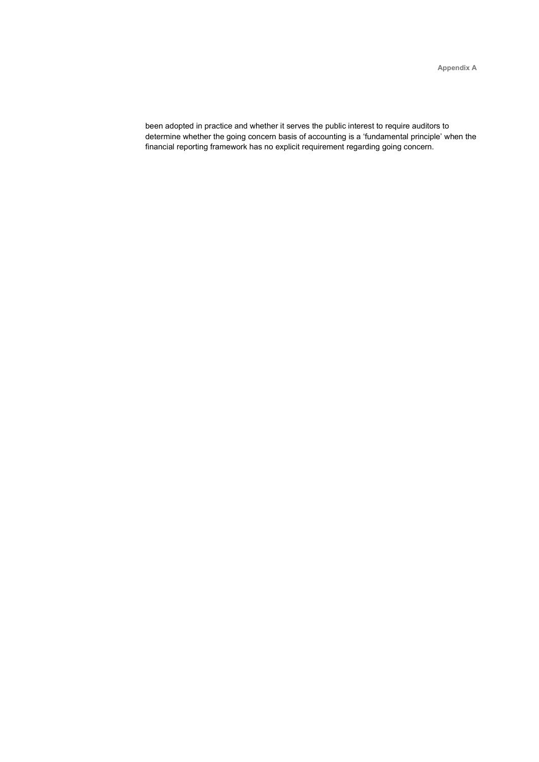been adopted in practice and whether it serves the public interest to require auditors to determine whether the going concern basis of accounting is a 'fundamental principle' when the financial reporting framework has no explicit requirement regarding going concern.